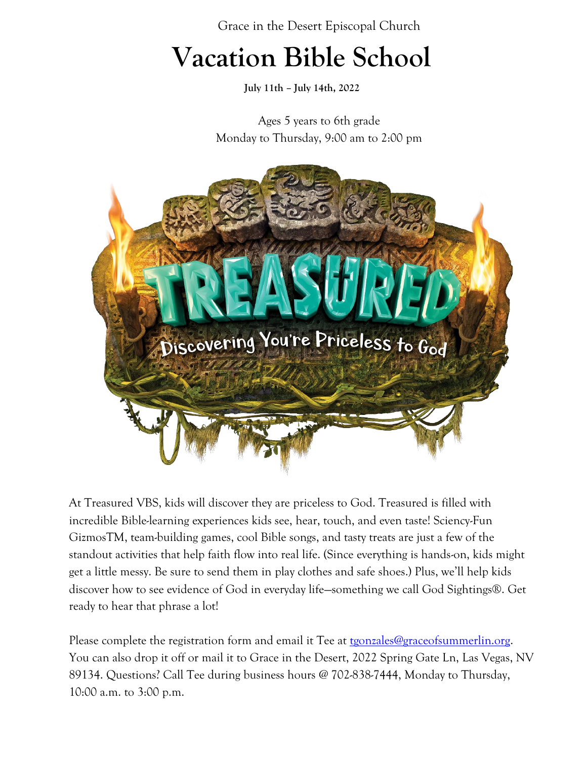Grace in the Desert Episcopal Church

# Vacation Bible School

**July 11th – July 14th, 2022**

Ages 5 years to 6th grade
Monday to Thursday, 9:00 am to 2:00 pm

TREASURED
Discovering You're Priceless to God

At Treasured VBS, kids will discover they are priceless to God. Treasured is filled with incredible Bible-learning experiences kids see, hear, touch, and even taste! Sciency-Fun GizmosTM, team-building games, cool Bible songs, and tasty treats are just a few of the standout activities that help faith flow into real life. (Since everything is hands-on, kids might get a little messy. Be sure to send them in play clothes and safe shoes.) Plus, we'll help kids discover how to see evidence of God in everyday life—something we call God Sightings®. Get ready to hear that phrase a lot!

Please complete the registration form and email it Tee at tgonzales@graceofsummerlin.org. You can also drop it off or mail it to Grace in the Desert, 2022 Spring Gate Ln, Las Vegas, NV 89134. Questions? Call Tee during business hours @ 702-838-7444, Monday to Thursday, 10:00 a.m. to 3:00 p.m.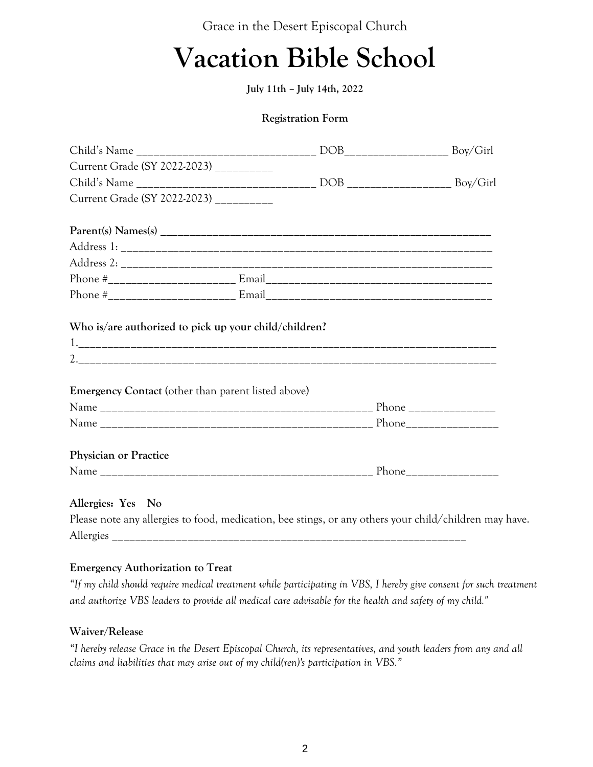Grace in the Desert Episcopal Church

# Vacation Bible School

**July 11th – July 14th, 2022**

**Registration Form**

Child's Name ________________________________ DOB__________________ Boy/Girl
Current Grade (SY 2022-2023) __________
Child's Name ________________________________ DOB __________________ Boy/Girl
Current Grade (SY 2022-2023) __________

**Parent(s) Names(s) ____________________________________________________________**
Address 1: __________________________________________________________________
Address 2: __________________________________________________________________
Phone #______________________ Email________________________________________
Phone #______________________ Email________________________________________

**Who is/are authorized to pick up your child/children?**
1.___________________________________________________________________________
2.___________________________________________________________________________

**Emergency Contact** (other than parent listed above)
Name ________________________________________________ Phone _______________
Name ________________________________________________ Phone________________

**Physician or Practice**
Name ________________________________________________ Phone________________

**Allergies: Yes No**
Please note any allergies to food, medication, bee stings, or any others your child/children may have.
Allergies _____________________________________________________________

**Emergency Authorization to Treat**
*"If my child should require medical treatment while participating in VBS, I hereby give consent for such treatment and authorize VBS leaders to provide all medical care advisable for the health and safety of my child."*

**Waiver/Release**
*"I hereby release Grace in the Desert Episcopal Church, its representatives, and youth leaders from any and all claims and liabilities that may arise out of my child(ren)'s participation in VBS."*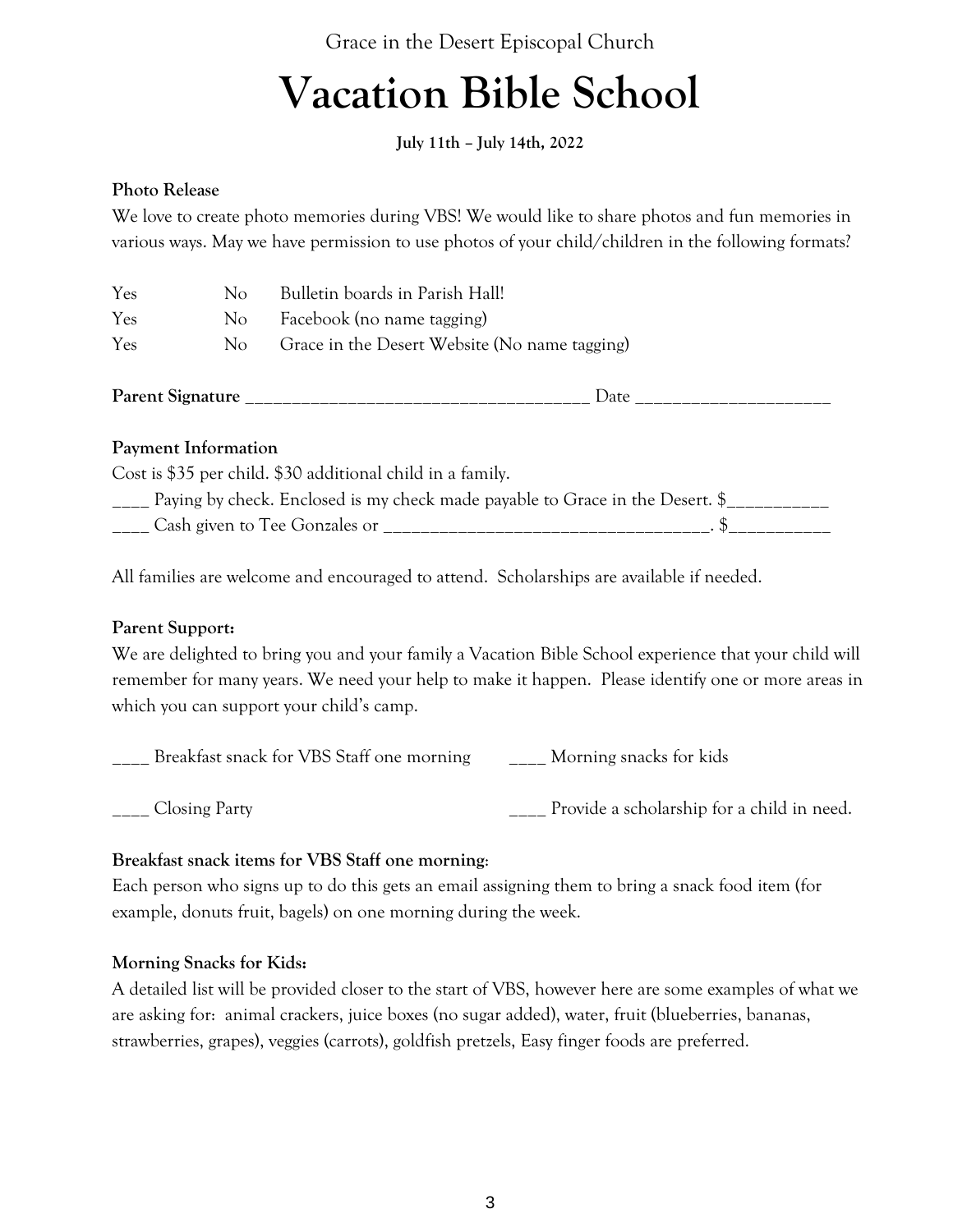Grace in the Desert Episcopal Church

# Vacation Bible School

**July 11th – July 14th, 2022**

**Photo Release**

We love to create photo memories during VBS! We would like to share photos and fun memories in various ways. May we have permission to use photos of your child/children in the following formats?

| | | |
|---|---|---|
| Yes | No | Bulletin boards in Parish Hall! |
| Yes | No | Facebook (no name tagging) |
| Yes | No | Grace in the Desert Website (No name tagging) |

**Parent Signature** ____________________________________ Date ____________________

**Payment Information**

Cost is $35 per child. $30 additional child in a family.

____ Paying by check. Enclosed is my check made payable to Grace in the Desert. $__________

____ Cash given to Tee Gonzales or __________________________________. $__________

All families are welcome and encouraged to attend. Scholarships are available if needed.

**Parent Support:**

We are delighted to bring you and your family a Vacation Bible School experience that your child will remember for many years. We need your help to make it happen. Please identify one or more areas in which you can support your child's camp.

____ Breakfast snack for VBS Staff one morning

____ Morning snacks for kids

____ Closing Party

____ Provide a scholarship for a child in need.

**Breakfast snack items for VBS Staff one morning**:

Each person who signs up to do this gets an email assigning them to bring a snack food item (for example, donuts fruit, bagels) on one morning during the week.

**Morning Snacks for Kids:**

A detailed list will be provided closer to the start of VBS, however here are some examples of what we are asking for: animal crackers, juice boxes (no sugar added), water, fruit (blueberries, bananas, strawberries, grapes), veggies (carrots), goldfish pretzels, Easy finger foods are preferred.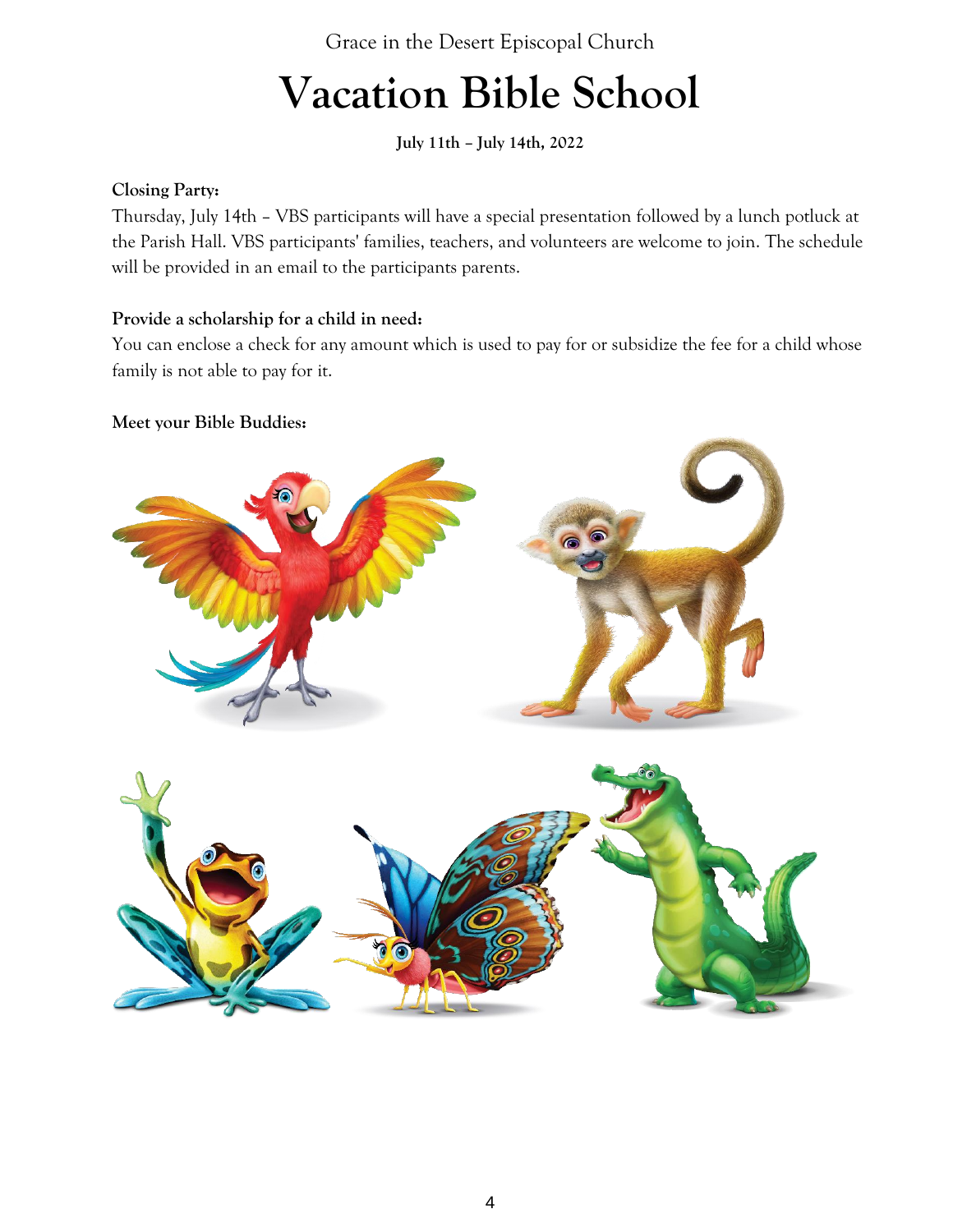Grace in the Desert Episcopal Church

# Vacation Bible School

**July 11th – July 14th, 2022**

**Closing Party:**
Thursday, July 14th – VBS participants will have a special presentation followed by a lunch potluck at the Parish Hall. VBS participants' families, teachers, and volunteers are welcome to join. The schedule will be provided in an email to the participants parents.

**Provide a scholarship for a child in need:**
You can enclose a check for any amount which is used to pay for or subsidize the fee for a child whose family is not able to pay for it.

**Meet your Bible Buddies:**